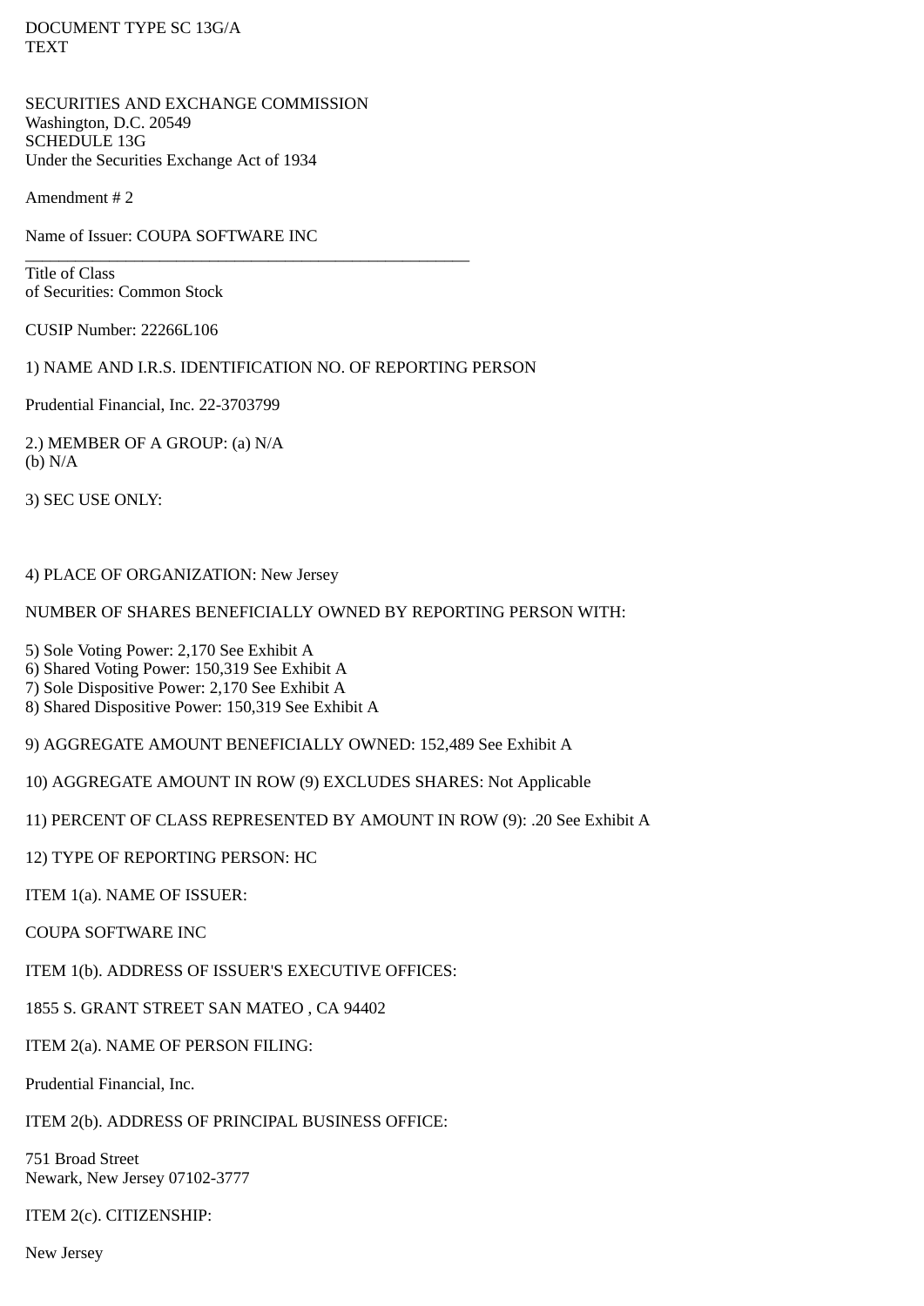DOCUMENT TYPE SC 13G/A
TEXT

SECURITIES AND EXCHANGE COMMISSION
Washington, D.C. 20549
SCHEDULE 13G
Under the Securities Exchange Act of 1934

Amendment # 2

Name of Issuer: COUPA SOFTWARE INC

---

Title of Class
of Securities: Common Stock

CUSIP Number: 22266L106

1) NAME AND I.R.S. IDENTIFICATION NO. OF REPORTING PERSON

Prudential Financial, Inc. 22-3703799

2.) MEMBER OF A GROUP: (a) N/A
(b) N/A

3) SEC USE ONLY:

4) PLACE OF ORGANIZATION: New Jersey

NUMBER OF SHARES BENEFICIALLY OWNED BY REPORTING PERSON WITH:

5) Sole Voting Power: 2,170 See Exhibit A
6) Shared Voting Power: 150,319 See Exhibit A
7) Sole Dispositive Power: 2,170 See Exhibit A
8) Shared Dispositive Power: 150,319 See Exhibit A

9) AGGREGATE AMOUNT BENEFICIALLY OWNED: 152,489 See Exhibit A

10) AGGREGATE AMOUNT IN ROW (9) EXCLUDES SHARES: Not Applicable

11) PERCENT OF CLASS REPRESENTED BY AMOUNT IN ROW (9): .20 See Exhibit A

12) TYPE OF REPORTING PERSON: HC

ITEM 1(a). NAME OF ISSUER:

COUPA SOFTWARE INC

ITEM 1(b). ADDRESS OF ISSUER'S EXECUTIVE OFFICES:

1855 S. GRANT STREET SAN MATEO , CA 94402

ITEM 2(a). NAME OF PERSON FILING:

Prudential Financial, Inc.

ITEM 2(b). ADDRESS OF PRINCIPAL BUSINESS OFFICE:

751 Broad Street
Newark, New Jersey 07102-3777

ITEM 2(c). CITIZENSHIP:

New Jersey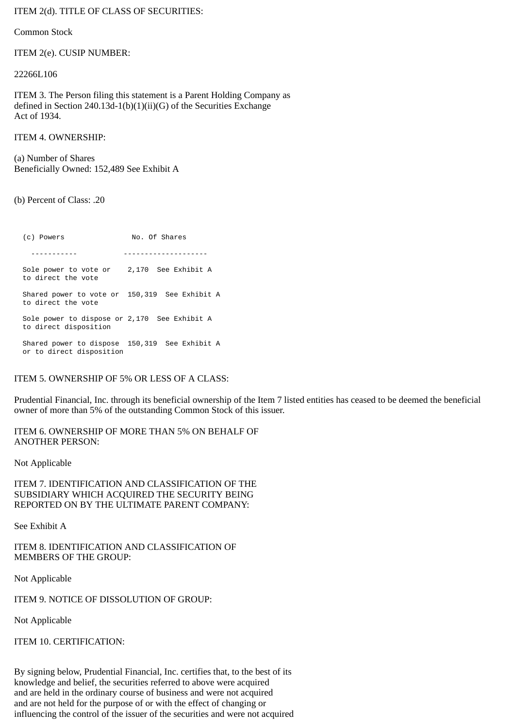ITEM 2(d). TITLE OF CLASS OF SECURITIES:

Common Stock

ITEM 2(e). CUSIP NUMBER:

22266L106

ITEM 3. The Person filing this statement is a Parent Holding Company as defined in Section 240.13d-1(b)(1)(ii)(G) of the Securities Exchange Act of 1934.

ITEM 4. OWNERSHIP:

(a) Number of Shares Beneficially Owned: 152,489 See Exhibit A

(b) Percent of Class: .20

| (c) Powers | No. Of Shares |
|---|---|
| Sole power to vote or to direct the vote | 2,170 See Exhibit A |
| Shared power to vote or to direct the vote | 150,319 See Exhibit A |
| Sole power to dispose or to direct disposition | 2,170 See Exhibit A |
| Shared power to dispose or to direct disposition | 150,319 See Exhibit A |

ITEM 5. OWNERSHIP OF 5% OR LESS OF A CLASS:

Prudential Financial, Inc. through its beneficial ownership of the Item 7 listed entities has ceased to be deemed the beneficial owner of more than 5% of the outstanding Common Stock of this issuer.

ITEM 6. OWNERSHIP OF MORE THAN 5% ON BEHALF OF ANOTHER PERSON:

Not Applicable

ITEM 7. IDENTIFICATION AND CLASSIFICATION OF THE SUBSIDIARY WHICH ACQUIRED THE SECURITY BEING REPORTED ON BY THE ULTIMATE PARENT COMPANY:

See Exhibit A

ITEM 8. IDENTIFICATION AND CLASSIFICATION OF MEMBERS OF THE GROUP:

Not Applicable

ITEM 9. NOTICE OF DISSOLUTION OF GROUP:

Not Applicable

ITEM 10. CERTIFICATION:

By signing below, Prudential Financial, Inc. certifies that, to the best of its knowledge and belief, the securities referred to above were acquired and are held in the ordinary course of business and were not acquired and are not held for the purpose of or with the effect of changing or influencing the control of the issuer of the securities and were not acquired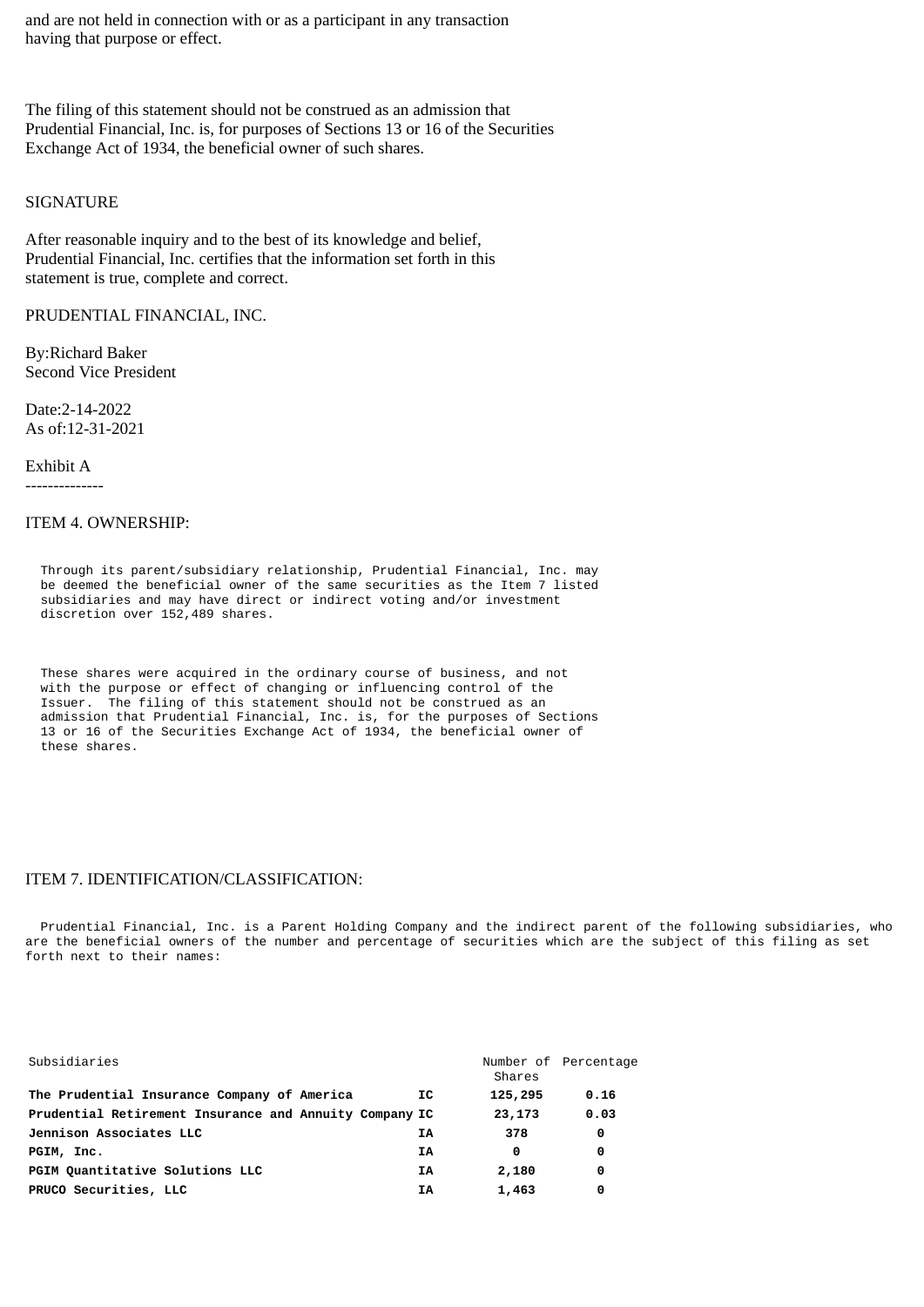and are not held in connection with or as a participant in any transaction having that purpose or effect.

The filing of this statement should not be construed as an admission that Prudential Financial, Inc. is, for purposes of Sections 13 or 16 of the Securities Exchange Act of 1934, the beneficial owner of such shares.

SIGNATURE

After reasonable inquiry and to the best of its knowledge and belief, Prudential Financial, Inc. certifies that the information set forth in this statement is true, complete and correct.

PRUDENTIAL FINANCIAL, INC.

By:Richard Baker
Second Vice President

Date:2-14-2022
As of:12-31-2021

Exhibit A
--------------

ITEM 4. OWNERSHIP:

Through its parent/subsidiary relationship, Prudential Financial, Inc. may be deemed the beneficial owner of the same securities as the Item 7 listed subsidiaries and may have direct or indirect voting and/or investment discretion over 152,489 shares.

These shares were acquired in the ordinary course of business, and not with the purpose or effect of changing or influencing control of the Issuer. The filing of this statement should not be construed as an admission that Prudential Financial, Inc. is, for the purposes of Sections 13 or 16 of the Securities Exchange Act of 1934, the beneficial owner of these shares.

ITEM 7. IDENTIFICATION/CLASSIFICATION:

Prudential Financial, Inc. is a Parent Holding Company and the indirect parent of the following subsidiaries, who are the beneficial owners of the number and percentage of securities which are the subject of this filing as set forth next to their names:

| Subsidiaries | | Number of Shares | Percentage |
|---|---|---|---|
| **The Prudential Insurance Company of America** | **IC** | **125,295** | **0.16** |
| **Prudential Retirement Insurance and Annuity Company** | **IC** | **23,173** | **0.03** |
| **Jennison Associates LLC** | **IA** | **378** | **0** |
| **PGIM, Inc.** | **IA** | **0** | **0** |
| **PGIM Quantitative Solutions LLC** | **IA** | **2,180** | **0** |
| **PRUCO Securities, LLC** | **IA** | **1,463** | **0** |